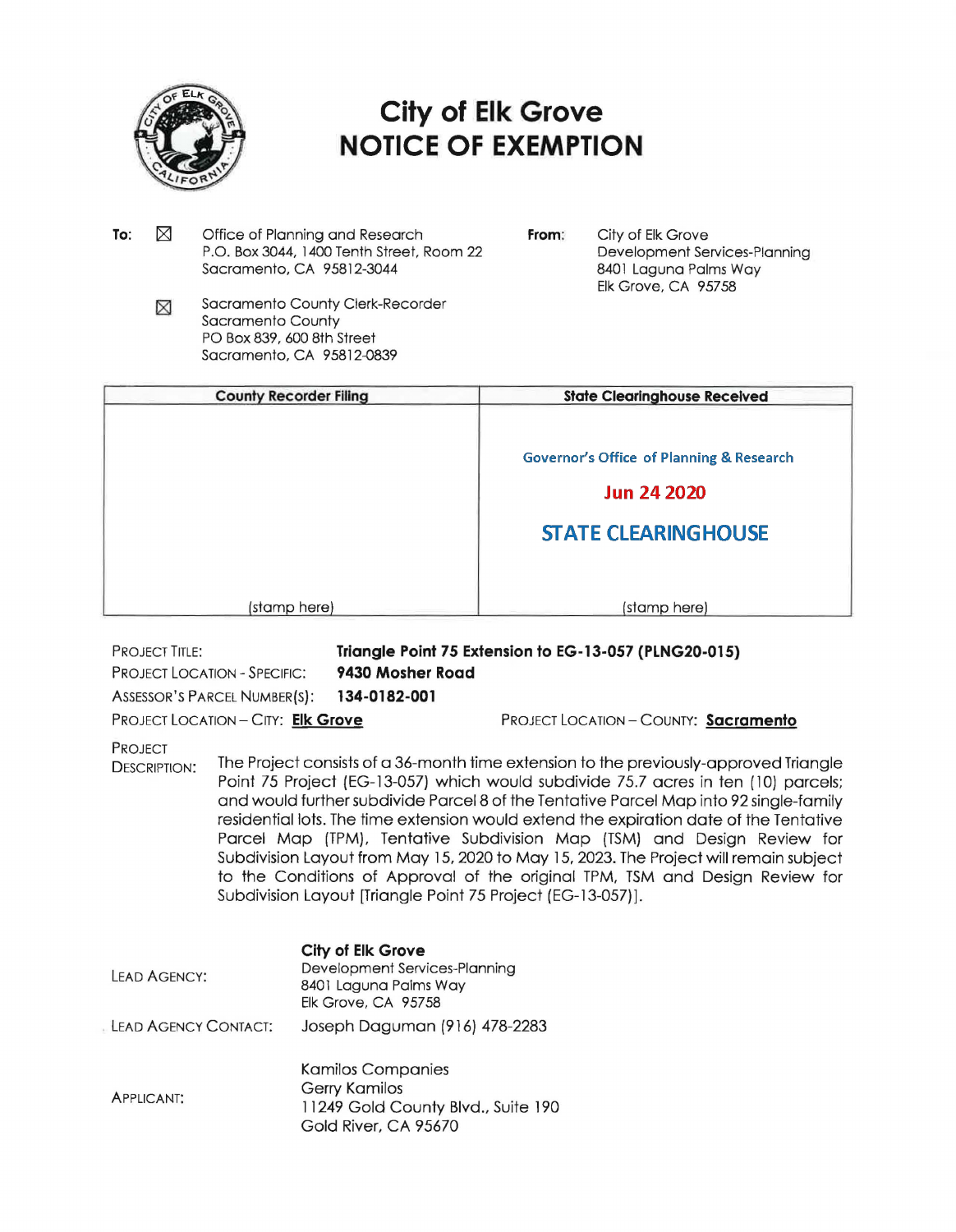# City of Elk Grove
# NOTICE OF EXEMPTION

**To:** ☒ Office of Planning and Research
P.O. Box 3044, 1400 Tenth Street, Room 22
Sacramento, CA 95812-3044

☒ Sacramento County Clerk-Recorder
Sacramento County
PO Box 839, 600 8th Street
Sacramento, CA 95812-0839

**From:** City of Elk Grove
Development Services-Planning
8401 Laguna Palms Way
Elk Grove, CA 95758

| County Recorder Filing | State Clearinghouse Received |
|---|---|
| (stamp here) | Governor's Office of Planning & Research<br>Jun 24 2020<br>STATE CLEARINGHOUSE<br>(stamp here) |

PROJECT TITLE: **Triangle Point 75 Extension to EG-13-057 (PLNG20-015)**

PROJECT LOCATION - SPECIFIC: **9430 Mosher Road**

ASSESSOR'S PARCEL NUMBER(S): **134-0182-001**

PROJECT LOCATION – CITY: **Elk Grove**

PROJECT LOCATION – COUNTY: **Sacramento**

PROJECT DESCRIPTION: The Project consists of a 36-month time extension to the previously-approved Triangle Point 75 Project (EG-13-057) which would subdivide 75.7 acres in ten (10) parcels; and would further subdivide Parcel 8 of the Tentative Parcel Map into 92 single-family residential lots. The time extension would extend the expiration date of the Tentative Parcel Map (TPM), Tentative Subdivision Map (TSM) and Design Review for Subdivision Layout from May 15, 2020 to May 15, 2023. The Project will remain subject to the Conditions of Approval of the original TPM, TSM and Design Review for Subdivision Layout [Triangle Point 75 Project (EG-13-057)].

LEAD AGENCY: **City of Elk Grove**
Development Services-Planning
8401 Laguna Palms Way
Elk Grove, CA 95758

LEAD AGENCY CONTACT: Joseph Daguman (916) 478-2283

APPLICANT: Kamilos Companies
Gerry Kamilos
11249 Gold County Blvd., Suite 190
Gold River, CA 95670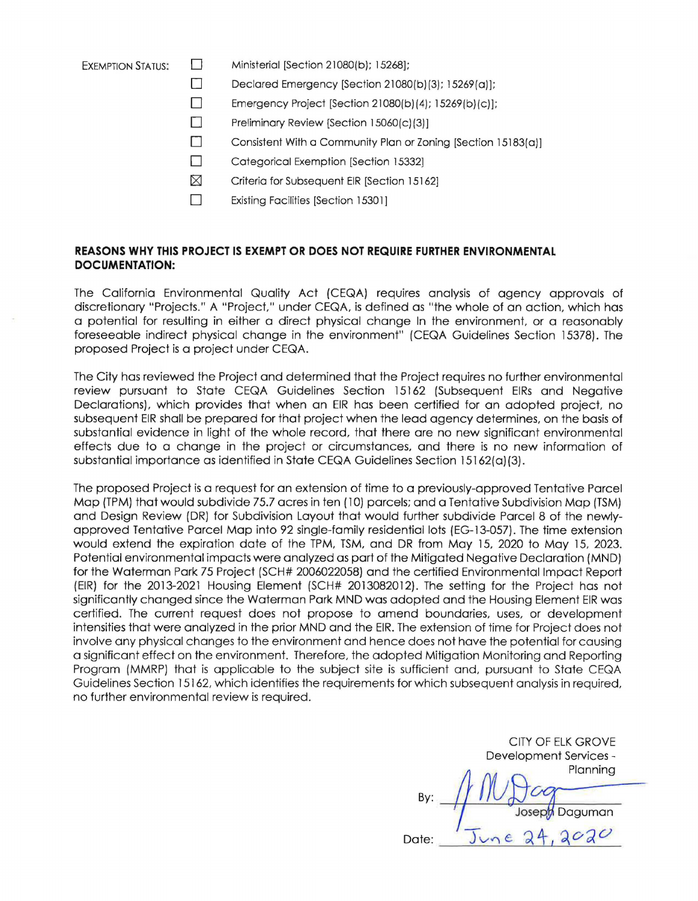EXEMPTION STATUS:

- ☐ Ministerial [Section 21080(b); 15268];
- ☐ Declared Emergency [Section 21080(b)(3); 15269(a)];
- ☐ Emergency Project [Section 21080(b)(4); 15269(b)(c)];
- ☐ Preliminary Review [Section 15060(c)(3)]
- ☐ Consistent With a Community Plan or Zoning [Section 15183(a)]
- ☐ Categorical Exemption [Section 15332]
- ☒ Criteria for Subsequent EIR [Section 15162]
- ☐ Existing Facilities [Section 15301]

**REASONS WHY THIS PROJECT IS EXEMPT OR DOES NOT REQUIRE FURTHER ENVIRONMENTAL DOCUMENTATION:**

The California Environmental Quality Act (CEQA) requires analysis of agency approvals of discretionary "Projects." A "Project," under CEQA, is defined as "the whole of an action, which has a potential for resulting in either a direct physical change In the environment, or a reasonably foreseeable indirect physical change in the environment" (CEQA Guidelines Section 15378). The proposed Project is a project under CEQA.

The City has reviewed the Project and determined that the Project requires no further environmental review pursuant to State CEQA Guidelines Section 15162 (Subsequent EIRs and Negative Declarations), which provides that when an EIR has been certified for an adopted project, no subsequent EIR shall be prepared for that project when the lead agency determines, on the basis of substantial evidence in light of the whole record, that there are no new significant environmental effects due to a change in the project or circumstances, and there is no new information of substantial importance as identified in State CEQA Guidelines Section 15162(a)(3).

The proposed Project is a request for an extension of time to a previously-approved Tentative Parcel Map (TPM) that would subdivide 75.7 acres in ten (10) parcels; and a Tentative Subdivision Map (TSM) and Design Review (DR) for Subdivision Layout that would further subdivide Parcel 8 of the newly-approved Tentative Parcel Map into 92 single-family residential lots (EG-13-057). The time extension would extend the expiration date of the TPM, TSM, and DR from May 15, 2020 to May 15, 2023. Potential environmental impacts were analyzed as part of the Mitigated Negative Declaration (MND) for the Waterman Park 75 Project (SCH# 2006022058) and the certified Environmental Impact Report (EIR) for the 2013-2021 Housing Element (SCH# 2013082012). The setting for the Project has not significantly changed since the Waterman Park MND was adopted and the Housing Element EIR was certified. The current request does not propose to amend boundaries, uses, or development intensities that were analyzed in the prior MND and the EIR. The extension of time for Project does not involve any physical changes to the environment and hence does not have the potential for causing a significant effect on the environment. Therefore, the adopted Mitigation Monitoring and Reporting Program (MMRP) that is applicable to the subject site is sufficient and, pursuant to State CEQA Guidelines Section 15162, which identifies the requirements for which subsequent analysis in required, no further environmental review is required.

CITY OF ELK GROVE
Development Services - Planning

By: [signature]
Joseph Daguman

Date: June 24, 2020